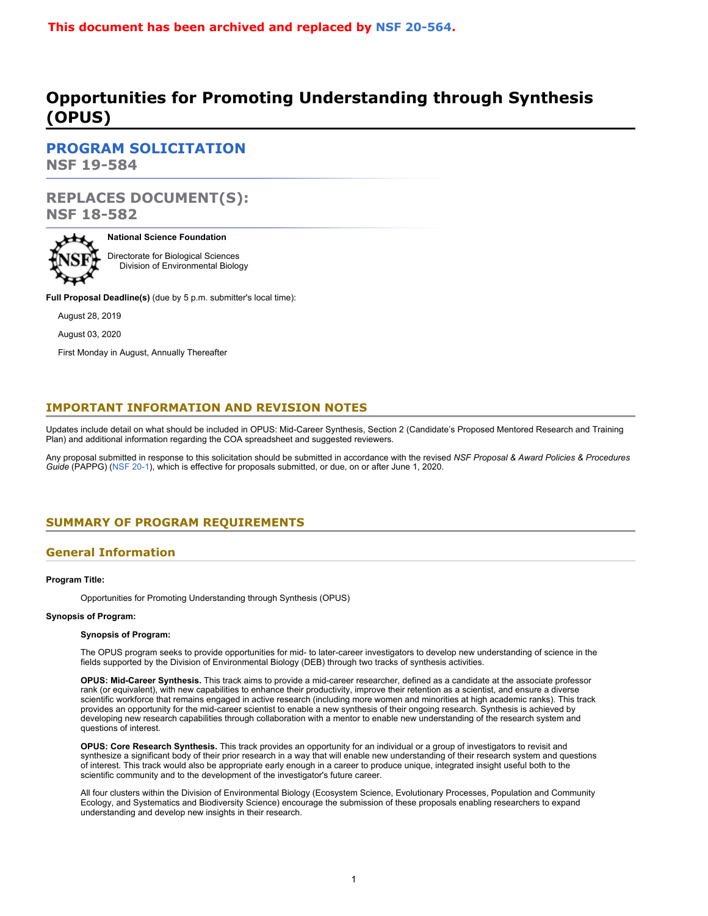**This document has been archived and replaced by NSF 20-564.**

# Opportunities for Promoting Understanding through Synthesis (OPUS)

## PROGRAM SOLICITATION
## NSF 19-584

## REPLACES DOCUMENT(S):
## NSF 18-582

**National Science Foundation**

Directorate for Biological Sciences
    Division of Environmental Biology

**Full Proposal Deadline(s)** (due by 5 p.m. submitter's local time):

August 28, 2019

August 03, 2020

First Monday in August, Annually Thereafter

## IMPORTANT INFORMATION AND REVISION NOTES

Updates include detail on what should be included in OPUS: Mid-Career Synthesis, Section 2 (Candidate's Proposed Mentored Research and Training Plan) and additional information regarding the COA spreadsheet and suggested reviewers.

Any proposal submitted in response to this solicitation should be submitted in accordance with the revised *NSF Proposal & Award Policies & Procedures Guide* (PAPPG) (NSF 20-1), which is effective for proposals submitted, or due, on or after June 1, 2020.

## SUMMARY OF PROGRAM REQUIREMENTS

### General Information

**Program Title:**

Opportunities for Promoting Understanding through Synthesis (OPUS)

**Synopsis of Program:**

**Synopsis of Program:**

The OPUS program seeks to provide opportunities for mid- to later-career investigators to develop new understanding of science in the fields supported by the Division of Environmental Biology (DEB) through two tracks of synthesis activities.

**OPUS: Mid-Career Synthesis.** This track aims to provide a mid-career researcher, defined as a candidate at the associate professor rank (or equivalent), with new capabilities to enhance their productivity, improve their retention as a scientist, and ensure a diverse scientific workforce that remains engaged in active research (including more women and minorities at high academic ranks). This track provides an opportunity for the mid-career scientist to enable a new synthesis of their ongoing research. Synthesis is achieved by developing new research capabilities through collaboration with a mentor to enable new understanding of the research system and questions of interest.

**OPUS: Core Research Synthesis.** This track provides an opportunity for an individual or a group of investigators to revisit and synthesize a significant body of their prior research in a way that will enable new understanding of their research system and questions of interest. This track would also be appropriate early enough in a career to produce unique, integrated insight useful both to the scientific community and to the development of the investigator's future career.

All four clusters within the Division of Environmental Biology (Ecosystem Science, Evolutionary Processes, Population and Community Ecology, and Systematics and Biodiversity Science) encourage the submission of these proposals enabling researchers to expand understanding and develop new insights in their research.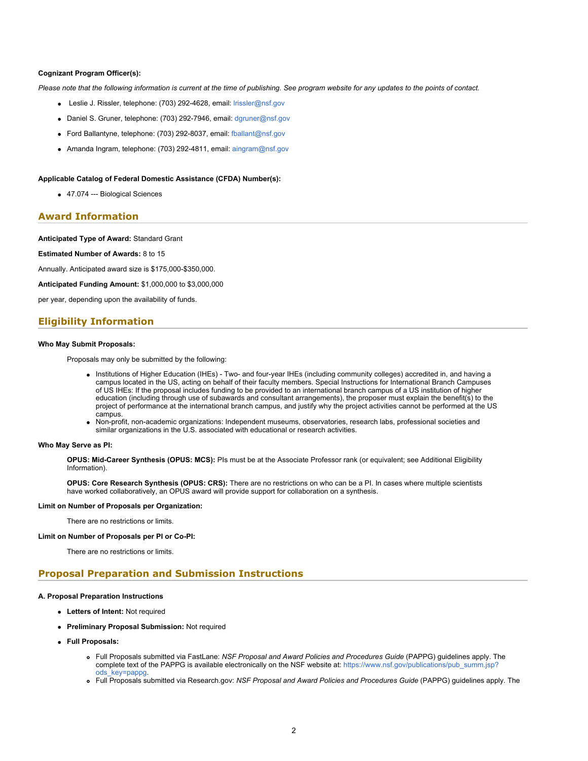**Cognizant Program Officer(s):**

*Please note that the following information is current at the time of publishing. See program website for any updates to the points of contact.*

- Leslie J. Rissler, telephone: (703) 292-4628, email: lrissler@nsf.gov
- Daniel S. Gruner, telephone: (703) 292-7946, email: dgruner@nsf.gov
- Ford Ballantyne, telephone: (703) 292-8037, email: fballant@nsf.gov
- Amanda Ingram, telephone: (703) 292-4811, email: aingram@nsf.gov

**Applicable Catalog of Federal Domestic Assistance (CFDA) Number(s):**

- 47.074 --- Biological Sciences

## Award Information

**Anticipated Type of Award:** Standard Grant

**Estimated Number of Awards:** 8 to 15

Annually. Anticipated award size is $175,000-$350,000.

**Anticipated Funding Amount:** $1,000,000 to $3,000,000

per year, depending upon the availability of funds.

## Eligibility Information

**Who May Submit Proposals:**

Proposals may only be submitted by the following:

- Institutions of Higher Education (IHEs) - Two- and four-year IHEs (including community colleges) accredited in, and having a campus located in the US, acting on behalf of their faculty members. Special Instructions for International Branch Campuses of US IHEs: If the proposal includes funding to be provided to an international branch campus of a US institution of higher education (including through use of subawards and consultant arrangements), the proposer must explain the benefit(s) to the project of performance at the international branch campus, and justify why the project activities cannot be performed at the US campus.
- Non-profit, non-academic organizations: Independent museums, observatories, research labs, professional societies and similar organizations in the U.S. associated with educational or research activities.

**Who May Serve as PI:**

**OPUS: Mid-Career Synthesis (OPUS: MCS):** PIs must be at the Associate Professor rank (or equivalent; see Additional Eligibility Information).

**OPUS: Core Research Synthesis (OPUS: CRS):** There are no restrictions on who can be a PI. In cases where multiple scientists have worked collaboratively, an OPUS award will provide support for collaboration on a synthesis.

**Limit on Number of Proposals per Organization:**

There are no restrictions or limits.

**Limit on Number of Proposals per PI or Co-PI:**

There are no restrictions or limits.

## Proposal Preparation and Submission Instructions

**A. Proposal Preparation Instructions**

- **Letters of Intent:** Not required
- **Preliminary Proposal Submission:** Not required
- **Full Proposals:**
  - Full Proposals submitted via FastLane: *NSF Proposal and Award Policies and Procedures Guide* (PAPPG) guidelines apply. The complete text of the PAPPG is available electronically on the NSF website at: https://www.nsf.gov/publications/pub_summ.jsp?ods_key=pappg.
  - Full Proposals submitted via Research.gov: *NSF Proposal and Award Policies and Procedures Guide* (PAPPG) guidelines apply. The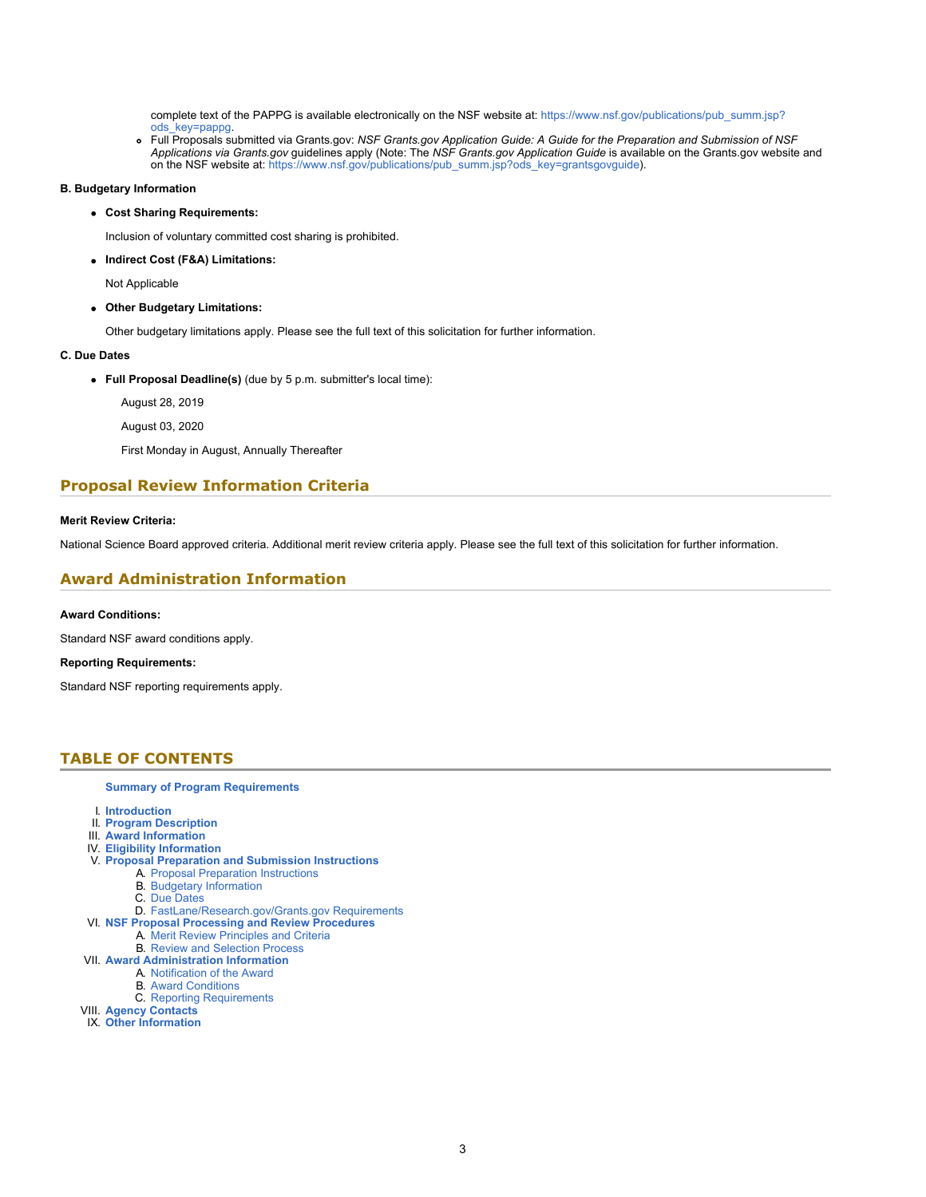complete text of the PAPPG is available electronically on the NSF website at: https://www.nsf.gov/publications/pub_summ.jsp?ods_key=pappg.

- Full Proposals submitted via Grants.gov: *NSF Grants.gov Application Guide: A Guide for the Preparation and Submission of NSF Applications via Grants.gov* guidelines apply (Note: The *NSF Grants.gov Application Guide* is available on the Grants.gov website and on the NSF website at: https://www.nsf.gov/publications/pub_summ.jsp?ods_key=grantsgovguide).

**B. Budgetary Information**

- **Cost Sharing Requirements:**

  Inclusion of voluntary committed cost sharing is prohibited.

- **Indirect Cost (F&A) Limitations:**

  Not Applicable

- **Other Budgetary Limitations:**

  Other budgetary limitations apply. Please see the full text of this solicitation for further information.

**C. Due Dates**

- **Full Proposal Deadline(s)** (due by 5 p.m. submitter's local time):

  August 28, 2019

  August 03, 2020

  First Monday in August, Annually Thereafter

## Proposal Review Information Criteria

**Merit Review Criteria:**

National Science Board approved criteria. Additional merit review criteria apply. Please see the full text of this solicitation for further information.

## Award Administration Information

**Award Conditions:**

Standard NSF award conditions apply.

**Reporting Requirements:**

Standard NSF reporting requirements apply.

## TABLE OF CONTENTS

**Summary of Program Requirements**

I. **Introduction**
II. **Program Description**
III. **Award Information**
IV. **Eligibility Information**
V. **Proposal Preparation and Submission Instructions**
   A. Proposal Preparation Instructions
   B. Budgetary Information
   C. Due Dates
   D. FastLane/Research.gov/Grants.gov Requirements
VI. **NSF Proposal Processing and Review Procedures**
   A. Merit Review Principles and Criteria
   B. Review and Selection Process
VII. **Award Administration Information**
   A. Notification of the Award
   B. Award Conditions
   C. Reporting Requirements
VIII. **Agency Contacts**
IX. **Other Information**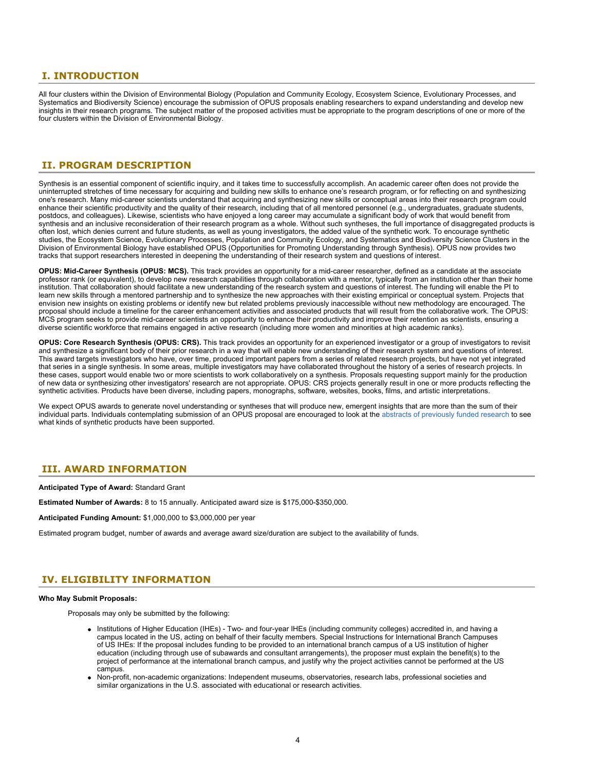## I. INTRODUCTION

All four clusters within the Division of Environmental Biology (Population and Community Ecology, Ecosystem Science, Evolutionary Processes, and Systematics and Biodiversity Science) encourage the submission of OPUS proposals enabling researchers to expand understanding and develop new insights in their research programs. The subject matter of the proposed activities must be appropriate to the program descriptions of one or more of the four clusters within the Division of Environmental Biology.

## II. PROGRAM DESCRIPTION

Synthesis is an essential component of scientific inquiry, and it takes time to successfully accomplish. An academic career often does not provide the uninterrupted stretches of time necessary for acquiring and building new skills to enhance one's research program, or for reflecting on and synthesizing one's research. Many mid-career scientists understand that acquiring and synthesizing new skills or conceptual areas into their research program could enhance their scientific productivity and the quality of their research, including that of all mentored personnel (e.g., undergraduates, graduate students, postdocs, and colleagues). Likewise, scientists who have enjoyed a long career may accumulate a significant body of work that would benefit from synthesis and an inclusive reconsideration of their research program as a whole. Without such syntheses, the full importance of disaggregated products is often lost, which denies current and future students, as well as young investigators, the added value of the synthetic work. To encourage synthetic studies, the Ecosystem Science, Evolutionary Processes, Population and Community Ecology, and Systematics and Biodiversity Science Clusters in the Division of Environmental Biology have established OPUS (Opportunities for Promoting Understanding through Synthesis). OPUS now provides two tracks that support researchers interested in deepening the understanding of their research system and questions of interest.

**OPUS: Mid-Career Synthesis (OPUS: MCS).** This track provides an opportunity for a mid-career researcher, defined as a candidate at the associate professor rank (or equivalent), to develop new research capabilities through collaboration with a mentor, typically from an institution other than their home institution. That collaboration should facilitate a new understanding of the research system and questions of interest. The funding will enable the PI to learn new skills through a mentored partnership and to synthesize the new approaches with their existing empirical or conceptual system. Projects that envision new insights on existing problems or identify new but related problems previously inaccessible without new methodology are encouraged. The proposal should include a timeline for the career enhancement activities and associated products that will result from the collaborative work. The OPUS: MCS program seeks to provide mid-career scientists an opportunity to enhance their productivity and improve their retention as scientists, ensuring a diverse scientific workforce that remains engaged in active research (including more women and minorities at high academic ranks).

**OPUS: Core Research Synthesis (OPUS: CRS).** This track provides an opportunity for an experienced investigator or a group of investigators to revisit and synthesize a significant body of their prior research in a way that will enable new understanding of their research system and questions of interest. This award targets investigators who have, over time, produced important papers from a series of related research projects, but have not yet integrated that series in a single synthesis. In some areas, multiple investigators may have collaborated throughout the history of a series of research projects. In these cases, support would enable two or more scientists to work collaboratively on a synthesis. Proposals requesting support mainly for the production of new data or synthesizing other investigators' research are not appropriate. OPUS: CRS projects generally result in one or more products reflecting the synthetic activities. Products have been diverse, including papers, monographs, software, websites, books, films, and artistic interpretations.

We expect OPUS awards to generate novel understanding or syntheses that will produce new, emergent insights that are more than the sum of their individual parts. Individuals contemplating submission of an OPUS proposal are encouraged to look at the abstracts of previously funded research to see what kinds of synthetic products have been supported.

## III. AWARD INFORMATION

**Anticipated Type of Award:** Standard Grant

**Estimated Number of Awards:** 8 to 15 annually. Anticipated award size is $175,000-$350,000.

**Anticipated Funding Amount:** $1,000,000 to $3,000,000 per year

Estimated program budget, number of awards and average award size/duration are subject to the availability of funds.

## IV. ELIGIBILITY INFORMATION

**Who May Submit Proposals:**

Proposals may only be submitted by the following:

- Institutions of Higher Education (IHEs) - Two- and four-year IHEs (including community colleges) accredited in, and having a campus located in the US, acting on behalf of their faculty members. Special Instructions for International Branch Campuses of US IHEs: If the proposal includes funding to be provided to an international branch campus of a US institution of higher education (including through use of subawards and consultant arrangements), the proposer must explain the benefit(s) to the project of performance at the international branch campus, and justify why the project activities cannot be performed at the US campus.
- Non-profit, non-academic organizations: Independent museums, observatories, research labs, professional societies and similar organizations in the U.S. associated with educational or research activities.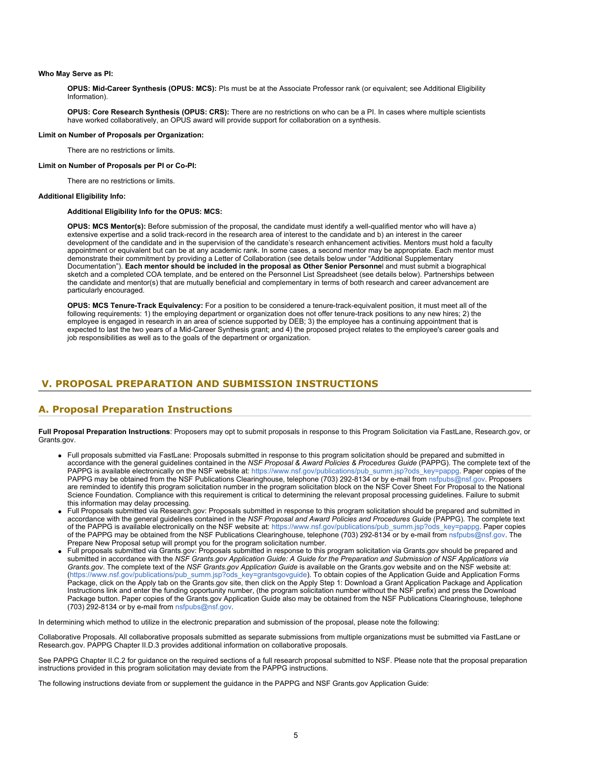**Who May Serve as PI:**

**OPUS: Mid-Career Synthesis (OPUS: MCS):** PIs must be at the Associate Professor rank (or equivalent; see Additional Eligibility Information).

**OPUS: Core Research Synthesis (OPUS: CRS):** There are no restrictions on who can be a PI. In cases where multiple scientists have worked collaboratively, an OPUS award will provide support for collaboration on a synthesis.

**Limit on Number of Proposals per Organization:**

There are no restrictions or limits.

**Limit on Number of Proposals per PI or Co-PI:**

There are no restrictions or limits.

**Additional Eligibility Info:**

**Additional Eligibility Info for the OPUS: MCS:**

**OPUS: MCS Mentor(s):** Before submission of the proposal, the candidate must identify a well-qualified mentor who will have a) extensive expertise and a solid track-record in the research area of interest to the candidate and b) an interest in the career development of the candidate and in the supervision of the candidate's research enhancement activities. Mentors must hold a faculty appointment or equivalent but can be at any academic rank. In some cases, a second mentor may be appropriate. Each mentor must demonstrate their commitment by providing a Letter of Collaboration (see details below under "Additional Supplementary Documentation"). **Each mentor should be included in the proposal as Other Senior Personne**l and must submit a biographical sketch and a completed COA template, and be entered on the Personnel List Spreadsheet (see details below). Partnerships between the candidate and mentor(s) that are mutually beneficial and complementary in terms of both research and career advancement are particularly encouraged.

**OPUS: MCS Tenure-Track Equivalency:** For a position to be considered a tenure-track-equivalent position, it must meet all of the following requirements: 1) the employing department or organization does not offer tenure-track positions to any new hires; 2) the employee is engaged in research in an area of science supported by DEB; 3) the employee has a continuing appointment that is expected to last the two years of a Mid-Career Synthesis grant; and 4) the proposed project relates to the employee's career goals and job responsibilities as well as to the goals of the department or organization.

## V. PROPOSAL PREPARATION AND SUBMISSION INSTRUCTIONS

### A. Proposal Preparation Instructions

**Full Proposal Preparation Instructions**: Proposers may opt to submit proposals in response to this Program Solicitation via FastLane, Research.gov, or Grants.gov.

- Full proposals submitted via FastLane: Proposals submitted in response to this program solicitation should be prepared and submitted in accordance with the general guidelines contained in the *NSF Proposal & Award Policies & Procedures Guide* (PAPPG). The complete text of the PAPPG is available electronically on the NSF website at: https://www.nsf.gov/publications/pub_summ.jsp?ods_key=pappg. Paper copies of the PAPPG may be obtained from the NSF Publications Clearinghouse, telephone (703) 292-8134 or by e-mail from nsfpubs@nsf.gov. Proposers are reminded to identify this program solicitation number in the program solicitation block on the NSF Cover Sheet For Proposal to the National Science Foundation. Compliance with this requirement is critical to determining the relevant proposal processing guidelines. Failure to submit this information may delay processing.
- Full Proposals submitted via Research.gov: Proposals submitted in response to this program solicitation should be prepared and submitted in accordance with the general guidelines contained in the *NSF Proposal and Award Policies and Procedures Guide* (PAPPG). The complete text of the PAPPG is available electronically on the NSF website at: https://www.nsf.gov/publications/pub_summ.jsp?ods_key=pappg. Paper copies of the PAPPG may be obtained from the NSF Publications Clearinghouse, telephone (703) 292-8134 or by e-mail from nsfpubs@nsf.gov. The Prepare New Proposal setup will prompt you for the program solicitation number.
- Full proposals submitted via Grants.gov: Proposals submitted in response to this program solicitation via Grants.gov should be prepared and submitted in accordance with the *NSF Grants.gov Application Guide: A Guide for the Preparation and Submission of NSF Applications via Grants.gov*. The complete text of the *NSF Grants.gov Application Guide* is available on the Grants.gov website and on the NSF website at: (https://www.nsf.gov/publications/pub_summ.jsp?ods_key=grantsgovguide). To obtain copies of the Application Guide and Application Forms Package, click on the Apply tab on the Grants.gov site, then click on the Apply Step 1: Download a Grant Application Package and Application Instructions link and enter the funding opportunity number, (the program solicitation number without the NSF prefix) and press the Download Package button. Paper copies of the Grants.gov Application Guide also may be obtained from the NSF Publications Clearinghouse, telephone (703) 292-8134 or by e-mail from nsfpubs@nsf.gov.

In determining which method to utilize in the electronic preparation and submission of the proposal, please note the following:

Collaborative Proposals. All collaborative proposals submitted as separate submissions from multiple organizations must be submitted via FastLane or Research.gov. PAPPG Chapter II.D.3 provides additional information on collaborative proposals.

See PAPPG Chapter II.C.2 for guidance on the required sections of a full research proposal submitted to NSF. Please note that the proposal preparation instructions provided in this program solicitation may deviate from the PAPPG instructions.

The following instructions deviate from or supplement the guidance in the PAPPG and NSF Grants.gov Application Guide: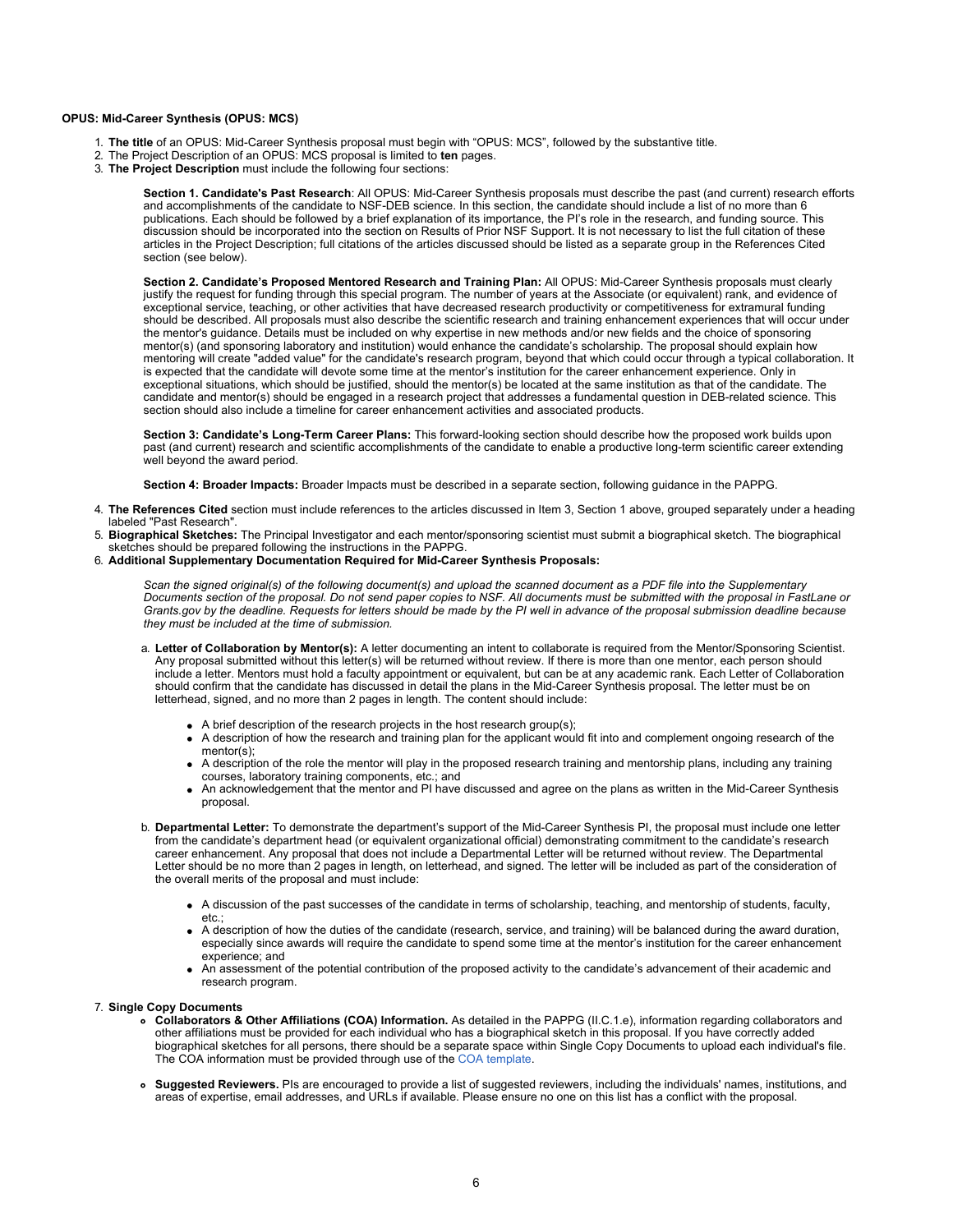**OPUS: Mid-Career Synthesis (OPUS: MCS)**

1. **The title** of an OPUS: Mid-Career Synthesis proposal must begin with "OPUS: MCS", followed by the substantive title.
2. The Project Description of an OPUS: MCS proposal is limited to **ten** pages.
3. **The Project Description** must include the following four sections:

   **Section 1. Candidate's Past Research**: All OPUS: Mid-Career Synthesis proposals must describe the past (and current) research efforts and accomplishments of the candidate to NSF-DEB science. In this section, the candidate should include a list of no more than 6 publications. Each should be followed by a brief explanation of its importance, the PI's role in the research, and funding source. This discussion should be incorporated into the section on Results of Prior NSF Support. It is not necessary to list the full citation of these articles in the Project Description; full citations of the articles discussed should be listed as a separate group in the References Cited section (see below).

   **Section 2. Candidate's Proposed Mentored Research and Training Plan:** All OPUS: Mid-Career Synthesis proposals must clearly justify the request for funding through this special program. The number of years at the Associate (or equivalent) rank, and evidence of exceptional service, teaching, or other activities that have decreased research productivity or competitiveness for extramural funding should be described. All proposals must also describe the scientific research and training enhancement experiences that will occur under the mentor's guidance. Details must be included on why expertise in new methods and/or new fields and the choice of sponsoring mentor(s) (and sponsoring laboratory and institution) would enhance the candidate's scholarship. The proposal should explain how mentoring will create "added value" for the candidate's research program, beyond that which could occur through a typical collaboration. It is expected that the candidate will devote some time at the mentor's institution for the career enhancement experience. Only in exceptional situations, which should be justified, should the mentor(s) be located at the same institution as that of the candidate. The candidate and mentor(s) should be engaged in a research project that addresses a fundamental question in DEB-related science. This section should also include a timeline for career enhancement activities and associated products.

   **Section 3: Candidate's Long-Term Career Plans:** This forward-looking section should describe how the proposed work builds upon past (and current) research and scientific accomplishments of the candidate to enable a productive long-term scientific career extending well beyond the award period.

   **Section 4: Broader Impacts:** Broader Impacts must be described in a separate section, following guidance in the PAPPG.

4. **The References Cited** section must include references to the articles discussed in Item 3, Section 1 above, grouped separately under a heading labeled "Past Research".
5. **Biographical Sketches:** The Principal Investigator and each mentor/sponsoring scientist must submit a biographical sketch. The biographical sketches should be prepared following the instructions in the PAPPG.
6. **Additional Supplementary Documentation Required for Mid-Career Synthesis Proposals:**

   *Scan the signed original(s) of the following document(s) and upload the scanned document as a PDF file into the Supplementary Documents section of the proposal. Do not send paper copies to NSF. All documents must be submitted with the proposal in FastLane or Grants.gov by the deadline. Requests for letters should be made by the PI well in advance of the proposal submission deadline because they must be included at the time of submission.*

   a. **Letter of Collaboration by Mentor(s):** A letter documenting an intent to collaborate is required from the Mentor/Sponsoring Scientist. Any proposal submitted without this letter(s) will be returned without review. If there is more than one mentor, each person should include a letter. Mentors must hold a faculty appointment or equivalent, but can be at any academic rank. Each Letter of Collaboration should confirm that the candidate has discussed in detail the plans in the Mid-Career Synthesis proposal. The letter must be on letterhead, signed, and no more than 2 pages in length. The content should include:

      - A brief description of the research projects in the host research group(s);
      - A description of how the research and training plan for the applicant would fit into and complement ongoing research of the mentor(s);
      - A description of the role the mentor will play in the proposed research training and mentorship plans, including any training courses, laboratory training components, etc.; and
      - An acknowledgement that the mentor and PI have discussed and agree on the plans as written in the Mid-Career Synthesis proposal.

   b. **Departmental Letter:** To demonstrate the department's support of the Mid-Career Synthesis PI, the proposal must include one letter from the candidate's department head (or equivalent organizational official) demonstrating commitment to the candidate's research career enhancement. Any proposal that does not include a Departmental Letter will be returned without review. The Departmental Letter should be no more than 2 pages in length, on letterhead, and signed. The letter will be included as part of the consideration of the overall merits of the proposal and must include:

      - A discussion of the past successes of the candidate in terms of scholarship, teaching, and mentorship of students, faculty, etc.;
      - A description of how the duties of the candidate (research, service, and training) will be balanced during the award duration, especially since awards will require the candidate to spend some time at the mentor's institution for the career enhancement experience; and
      - An assessment of the potential contribution of the proposed activity to the candidate's advancement of their academic and research program.

7. **Single Copy Documents**
   - **Collaborators & Other Affiliations (COA) Information.** As detailed in the PAPPG (II.C.1.e), information regarding collaborators and other affiliations must be provided for each individual who has a biographical sketch in this proposal. If you have correctly added biographical sketches for all persons, there should be a separate space within Single Copy Documents to upload each individual's file. The COA information must be provided through use of the COA template.
   - **Suggested Reviewers.** PIs are encouraged to provide a list of suggested reviewers, including the individuals' names, institutions, and areas of expertise, email addresses, and URLs if available. Please ensure no one on this list has a conflict with the proposal.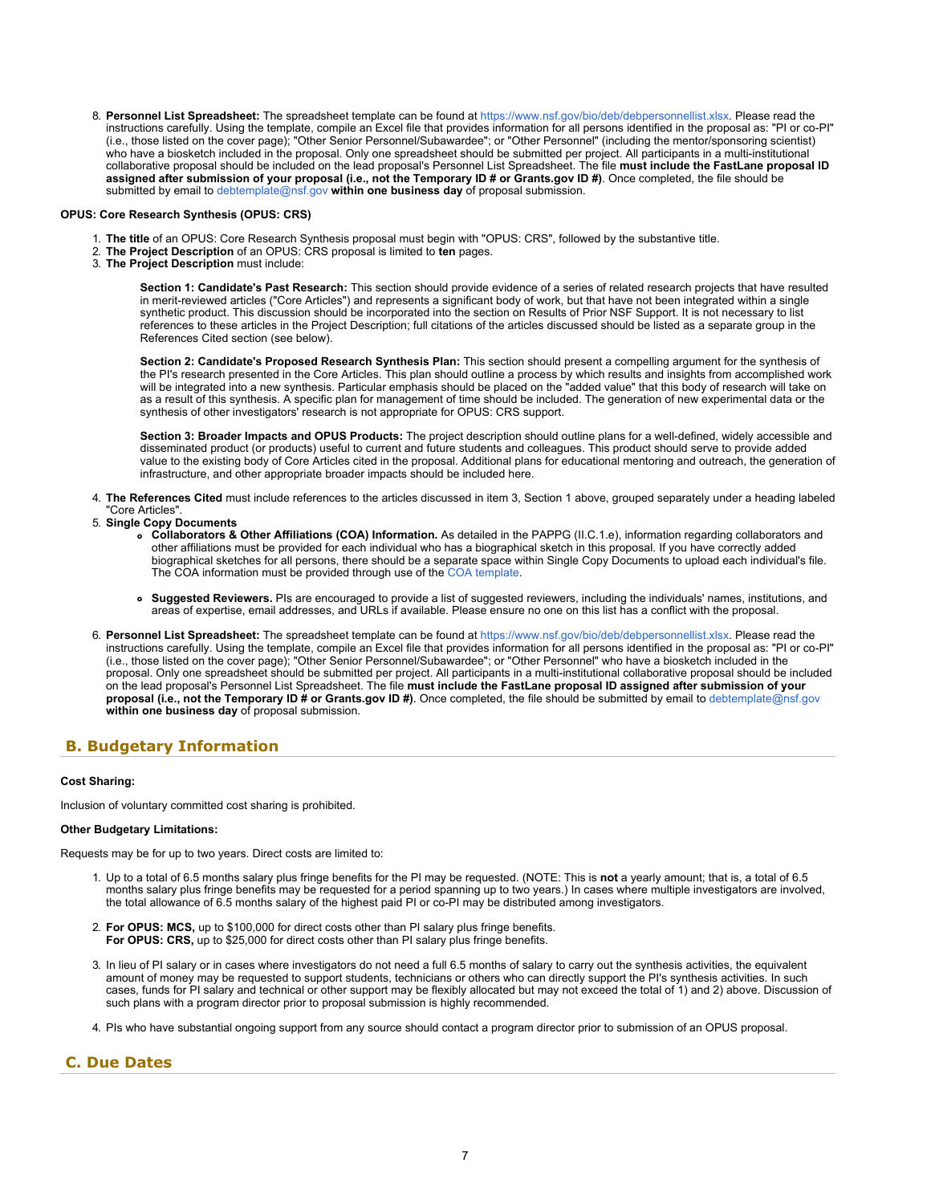8. **Personnel List Spreadsheet:** The spreadsheet template can be found at https://www.nsf.gov/bio/deb/debpersonnellist.xlsx. Please read the instructions carefully. Using the template, compile an Excel file that provides information for all persons identified in the proposal as: "PI or co-PI" (i.e., those listed on the cover page); "Other Senior Personnel/Subawardee"; or "Other Personnel" (including the mentor/sponsoring scientist) who have a biosketch included in the proposal. Only one spreadsheet should be submitted per project. All participants in a multi-institutional collaborative proposal should be included on the lead proposal's Personnel List Spreadsheet. The file **must include the FastLane proposal ID assigned after submission of your proposal (i.e., not the Temporary ID # or Grants.gov ID #)**. Once completed, the file should be submitted by email to debtemplate@nsf.gov **within one business day** of proposal submission.

**OPUS: Core Research Synthesis (OPUS: CRS)**

1. **The title** of an OPUS: Core Research Synthesis proposal must begin with "OPUS: CRS", followed by the substantive title.
2. **The Project Description** of an OPUS: CRS proposal is limited to **ten** pages.
3. **The Project Description** must include:

   **Section 1: Candidate's Past Research:** This section should provide evidence of a series of related research projects that have resulted in merit-reviewed articles ("Core Articles") and represents a significant body of work, but that have not been integrated within a single synthetic product. This discussion should be incorporated into the section on Results of Prior NSF Support. It is not necessary to list references to these articles in the Project Description; full citations of the articles discussed should be listed as a separate group in the References Cited section (see below).

   **Section 2: Candidate's Proposed Research Synthesis Plan:** This section should present a compelling argument for the synthesis of the PI's research presented in the Core Articles. This plan should outline a process by which results and insights from accomplished work will be integrated into a new synthesis. Particular emphasis should be placed on the "added value" that this body of research will take on as a result of this synthesis. A specific plan for management of time should be included. The generation of new experimental data or the synthesis of other investigators' research is not appropriate for OPUS: CRS support.

   **Section 3: Broader Impacts and OPUS Products:** The project description should outline plans for a well-defined, widely accessible and disseminated product (or products) useful to current and future students and colleagues. This product should serve to provide added value to the existing body of Core Articles cited in the proposal. Additional plans for educational mentoring and outreach, the generation of infrastructure, and other appropriate broader impacts should be included here.

4. **The References Cited** must include references to the articles discussed in item 3, Section 1 above, grouped separately under a heading labeled "Core Articles".
5. **Single Copy Documents**
   - **Collaborators & Other Affiliations (COA) Information.** As detailed in the PAPPG (II.C.1.e), information regarding collaborators and other affiliations must be provided for each individual who has a biographical sketch in this proposal. If you have correctly added biographical sketches for all persons, there should be a separate space within Single Copy Documents to upload each individual's file. The COA information must be provided through use of the COA template.
   - **Suggested Reviewers.** PIs are encouraged to provide a list of suggested reviewers, including the individuals' names, institutions, and areas of expertise, email addresses, and URLs if available. Please ensure no one on this list has a conflict with the proposal.
6. **Personnel List Spreadsheet:** The spreadsheet template can be found at https://www.nsf.gov/bio/deb/debpersonnellist.xlsx. Please read the instructions carefully. Using the template, compile an Excel file that provides information for all persons identified in the proposal as: "PI or co-PI" (i.e., those listed on the cover page); "Other Senior Personnel/Subawardee"; or "Other Personnel" who have a biosketch included in the proposal. Only one spreadsheet should be submitted per project. All participants in a multi-institutional collaborative proposal should be included on the lead proposal's Personnel List Spreadsheet. The file **must include the FastLane proposal ID assigned after submission of your proposal (i.e., not the Temporary ID # or Grants.gov ID #)**. Once completed, the file should be submitted by email to debtemplate@nsf.gov **within one business day** of proposal submission.

## B. Budgetary Information

**Cost Sharing:**

Inclusion of voluntary committed cost sharing is prohibited.

**Other Budgetary Limitations:**

Requests may be for up to two years. Direct costs are limited to:

1. Up to a total of 6.5 months salary plus fringe benefits for the PI may be requested. (NOTE: This is **not** a yearly amount; that is, a total of 6.5 months salary plus fringe benefits may be requested for a period spanning up to two years.) In cases where multiple investigators are involved, the total allowance of 6.5 months salary of the highest paid PI or co-PI may be distributed among investigators.
2. **For OPUS: MCS,** up to $100,000 for direct costs other than PI salary plus fringe benefits.
   **For OPUS: CRS,** up to $25,000 for direct costs other than PI salary plus fringe benefits.
3. In lieu of PI salary or in cases where investigators do not need a full 6.5 months of salary to carry out the synthesis activities, the equivalent amount of money may be requested to support students, technicians or others who can directly support the PI's synthesis activities. In such cases, funds for PI salary and technical or other support may be flexibly allocated but may not exceed the total of 1) and 2) above. Discussion of such plans with a program director prior to proposal submission is highly recommended.
4. PIs who have substantial ongoing support from any source should contact a program director prior to submission of an OPUS proposal.

## C. Due Dates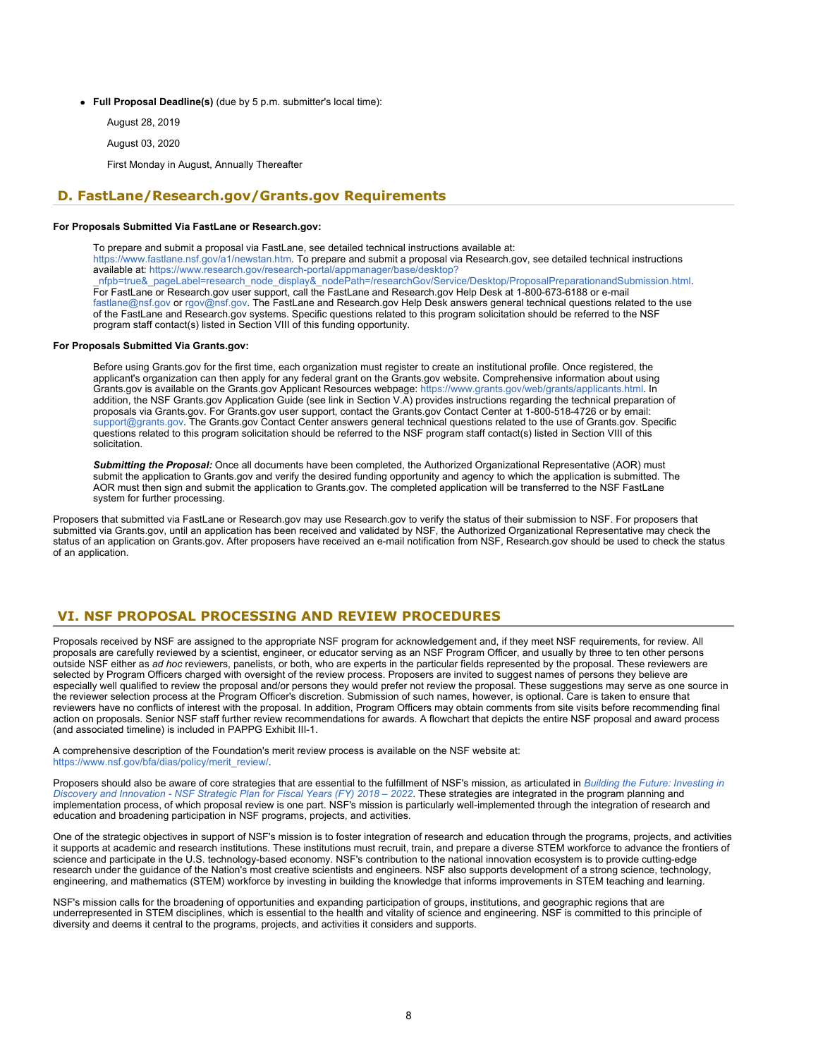- **Full Proposal Deadline(s)** (due by 5 p.m. submitter's local time):

  August 28, 2019

  August 03, 2020

  First Monday in August, Annually Thereafter

## D. FastLane/Research.gov/Grants.gov Requirements

**For Proposals Submitted Via FastLane or Research.gov:**

> To prepare and submit a proposal via FastLane, see detailed technical instructions available at: https://www.fastlane.nsf.gov/a1/newstan.htm. To prepare and submit a proposal via Research.gov, see detailed technical instructions available at: https://www.research.gov/research-portal/appmanager/base/desktop?_nfpb=true&_pageLabel=research_node_display&_nodePath=/researchGov/Service/Desktop/ProposalPreparationandSubmission.html. For FastLane or Research.gov user support, call the FastLane and Research.gov Help Desk at 1-800-673-6188 or e-mail fastlane@nsf.gov or rgov@nsf.gov. The FastLane and Research.gov Help Desk answers general technical questions related to the use of the FastLane and Research.gov systems. Specific questions related to this program solicitation should be referred to the NSF program staff contact(s) listed in Section VIII of this funding opportunity.

**For Proposals Submitted Via Grants.gov:**

> Before using Grants.gov for the first time, each organization must register to create an institutional profile. Once registered, the applicant's organization can then apply for any federal grant on the Grants.gov website. Comprehensive information about using Grants.gov is available on the Grants.gov Applicant Resources webpage: https://www.grants.gov/web/grants/applicants.html. In addition, the NSF Grants.gov Application Guide (see link in Section V.A) provides instructions regarding the technical preparation of proposals via Grants.gov. For Grants.gov user support, contact the Grants.gov Contact Center at 1-800-518-4726 or by email: support@grants.gov. The Grants.gov Contact Center answers general technical questions related to the use of Grants.gov. Specific questions related to this program solicitation should be referred to the NSF program staff contact(s) listed in Section VIII of this solicitation.
>
> ***Submitting the Proposal:*** Once all documents have been completed, the Authorized Organizational Representative (AOR) must submit the application to Grants.gov and verify the desired funding opportunity and agency to which the application is submitted. The AOR must then sign and submit the application to Grants.gov. The completed application will be transferred to the NSF FastLane system for further processing.

Proposers that submitted via FastLane or Research.gov may use Research.gov to verify the status of their submission to NSF. For proposers that submitted via Grants.gov, until an application has been received and validated by NSF, the Authorized Organizational Representative may check the status of an application on Grants.gov. After proposers have received an e-mail notification from NSF, Research.gov should be used to check the status of an application.

# VI. NSF Proposal Processing And Review Procedures

Proposals received by NSF are assigned to the appropriate NSF program for acknowledgement and, if they meet NSF requirements, for review. All proposals are carefully reviewed by a scientist, engineer, or educator serving as an NSF Program Officer, and usually by three to ten other persons outside NSF either as *ad hoc* reviewers, panelists, or both, who are experts in the particular fields represented by the proposal. These reviewers are selected by Program Officers charged with oversight of the review process. Proposers are invited to suggest names of persons they believe are especially well qualified to review the proposal and/or persons they would prefer not review the proposal. These suggestions may serve as one source in the reviewer selection process at the Program Officer's discretion. Submission of such names, however, is optional. Care is taken to ensure that reviewers have no conflicts of interest with the proposal. In addition, Program Officers may obtain comments from site visits before recommending final action on proposals. Senior NSF staff further review recommendations for awards. A flowchart that depicts the entire NSF proposal and award process (and associated timeline) is included in PAPPG Exhibit III-1.

A comprehensive description of the Foundation's merit review process is available on the NSF website at: https://www.nsf.gov/bfa/dias/policy/merit_review/.

Proposers should also be aware of core strategies that are essential to the fulfillment of NSF's mission, as articulated in *Building the Future: Investing in Discovery and Innovation - NSF Strategic Plan for Fiscal Years (FY) 2018 – 2022*. These strategies are integrated in the program planning and implementation process, of which proposal review is one part. NSF's mission is particularly well-implemented through the integration of research and education and broadening participation in NSF programs, projects, and activities.

One of the strategic objectives in support of NSF's mission is to foster integration of research and education through the programs, projects, and activities it supports at academic and research institutions. These institutions must recruit, train, and prepare a diverse STEM workforce to advance the frontiers of science and participate in the U.S. technology-based economy. NSF's contribution to the national innovation ecosystem is to provide cutting-edge research under the guidance of the Nation's most creative scientists and engineers. NSF also supports development of a strong science, technology, engineering, and mathematics (STEM) workforce by investing in building the knowledge that informs improvements in STEM teaching and learning.

NSF's mission calls for the broadening of opportunities and expanding participation of groups, institutions, and geographic regions that are underrepresented in STEM disciplines, which is essential to the health and vitality of science and engineering. NSF is committed to this principle of diversity and deems it central to the programs, projects, and activities it considers and supports.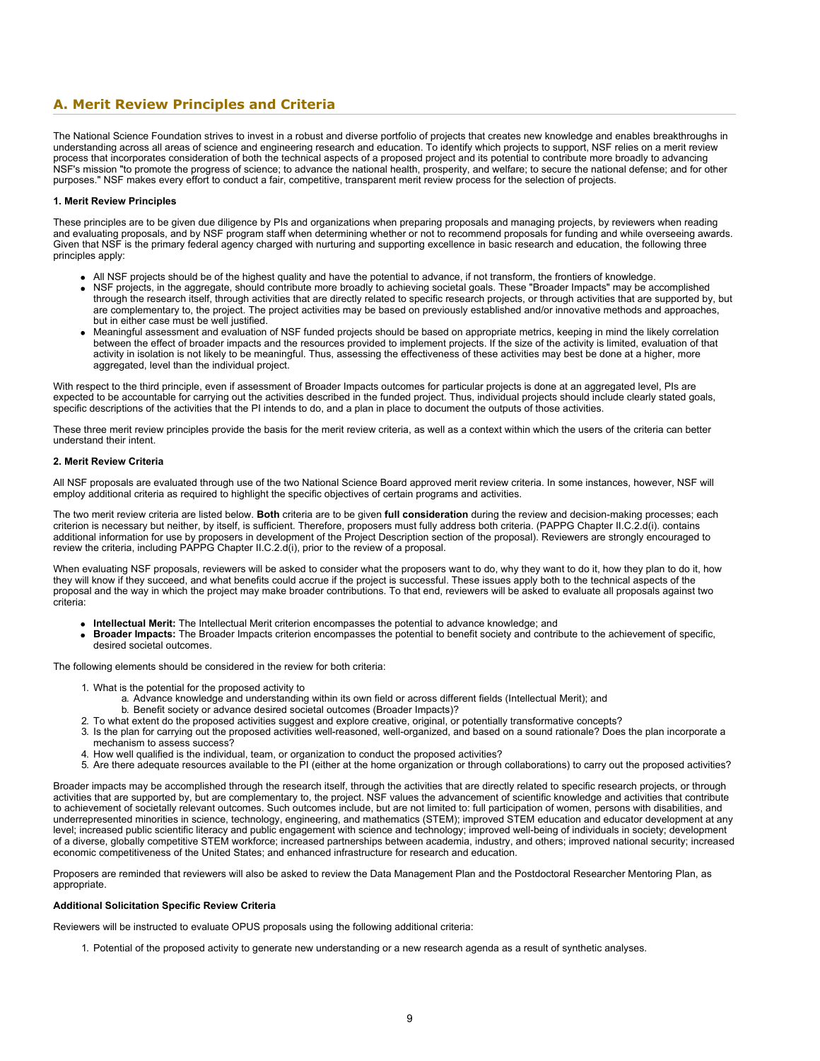## A. Merit Review Principles and Criteria

The National Science Foundation strives to invest in a robust and diverse portfolio of projects that creates new knowledge and enables breakthroughs in understanding across all areas of science and engineering research and education. To identify which projects to support, NSF relies on a merit review process that incorporates consideration of both the technical aspects of a proposed project and its potential to contribute more broadly to advancing NSF's mission "to promote the progress of science; to advance the national health, prosperity, and welfare; to secure the national defense; and for other purposes." NSF makes every effort to conduct a fair, competitive, transparent merit review process for the selection of projects.

**1. Merit Review Principles**

These principles are to be given due diligence by PIs and organizations when preparing proposals and managing projects, by reviewers when reading and evaluating proposals, and by NSF program staff when determining whether or not to recommend proposals for funding and while overseeing awards. Given that NSF is the primary federal agency charged with nurturing and supporting excellence in basic research and education, the following three principles apply:

- All NSF projects should be of the highest quality and have the potential to advance, if not transform, the frontiers of knowledge.
- NSF projects, in the aggregate, should contribute more broadly to achieving societal goals. These "Broader Impacts" may be accomplished through the research itself, through activities that are directly related to specific research projects, or through activities that are supported by, but are complementary to, the project. The project activities may be based on previously established and/or innovative methods and approaches, but in either case must be well justified.
- Meaningful assessment and evaluation of NSF funded projects should be based on appropriate metrics, keeping in mind the likely correlation between the effect of broader impacts and the resources provided to implement projects. If the size of the activity is limited, evaluation of that activity in isolation is not likely to be meaningful. Thus, assessing the effectiveness of these activities may best be done at a higher, more aggregated, level than the individual project.

With respect to the third principle, even if assessment of Broader Impacts outcomes for particular projects is done at an aggregated level, PIs are expected to be accountable for carrying out the activities described in the funded project. Thus, individual projects should include clearly stated goals, specific descriptions of the activities that the PI intends to do, and a plan in place to document the outputs of those activities.

These three merit review principles provide the basis for the merit review criteria, as well as a context within which the users of the criteria can better understand their intent.

**2. Merit Review Criteria**

All NSF proposals are evaluated through use of the two National Science Board approved merit review criteria. In some instances, however, NSF will employ additional criteria as required to highlight the specific objectives of certain programs and activities.

The two merit review criteria are listed below. **Both** criteria are to be given **full consideration** during the review and decision-making processes; each criterion is necessary but neither, by itself, is sufficient. Therefore, proposers must fully address both criteria. (PAPPG Chapter II.C.2.d(i). contains additional information for use by proposers in development of the Project Description section of the proposal). Reviewers are strongly encouraged to review the criteria, including PAPPG Chapter II.C.2.d(i), prior to the review of a proposal.

When evaluating NSF proposals, reviewers will be asked to consider what the proposers want to do, why they want to do it, how they plan to do it, how they will know if they succeed, and what benefits could accrue if the project is successful. These issues apply both to the technical aspects of the proposal and the way in which the project may make broader contributions. To that end, reviewers will be asked to evaluate all proposals against two criteria:

- **Intellectual Merit:** The Intellectual Merit criterion encompasses the potential to advance knowledge; and
- **Broader Impacts:** The Broader Impacts criterion encompasses the potential to benefit society and contribute to the achievement of specific, desired societal outcomes.

The following elements should be considered in the review for both criteria:

1. What is the potential for the proposed activity to
   a. Advance knowledge and understanding within its own field or across different fields (Intellectual Merit); and
   b. Benefit society or advance desired societal outcomes (Broader Impacts)?
2. To what extent do the proposed activities suggest and explore creative, original, or potentially transformative concepts?
3. Is the plan for carrying out the proposed activities well-reasoned, well-organized, and based on a sound rationale? Does the plan incorporate a mechanism to assess success?
4. How well qualified is the individual, team, or organization to conduct the proposed activities?
5. Are there adequate resources available to the PI (either at the home organization or through collaborations) to carry out the proposed activities?

Broader impacts may be accomplished through the research itself, through the activities that are directly related to specific research projects, or through activities that are supported by, but are complementary to, the project. NSF values the advancement of scientific knowledge and activities that contribute to achievement of societally relevant outcomes. Such outcomes include, but are not limited to: full participation of women, persons with disabilities, and underrepresented minorities in science, technology, engineering, and mathematics (STEM); improved STEM education and educator development at any level; increased public scientific literacy and public engagement with science and technology; improved well-being of individuals in society; development of a diverse, globally competitive STEM workforce; increased partnerships between academia, industry, and others; improved national security; increased economic competitiveness of the United States; and enhanced infrastructure for research and education.

Proposers are reminded that reviewers will also be asked to review the Data Management Plan and the Postdoctoral Researcher Mentoring Plan, as appropriate.

**Additional Solicitation Specific Review Criteria**

Reviewers will be instructed to evaluate OPUS proposals using the following additional criteria:

1. Potential of the proposed activity to generate new understanding or a new research agenda as a result of synthetic analyses.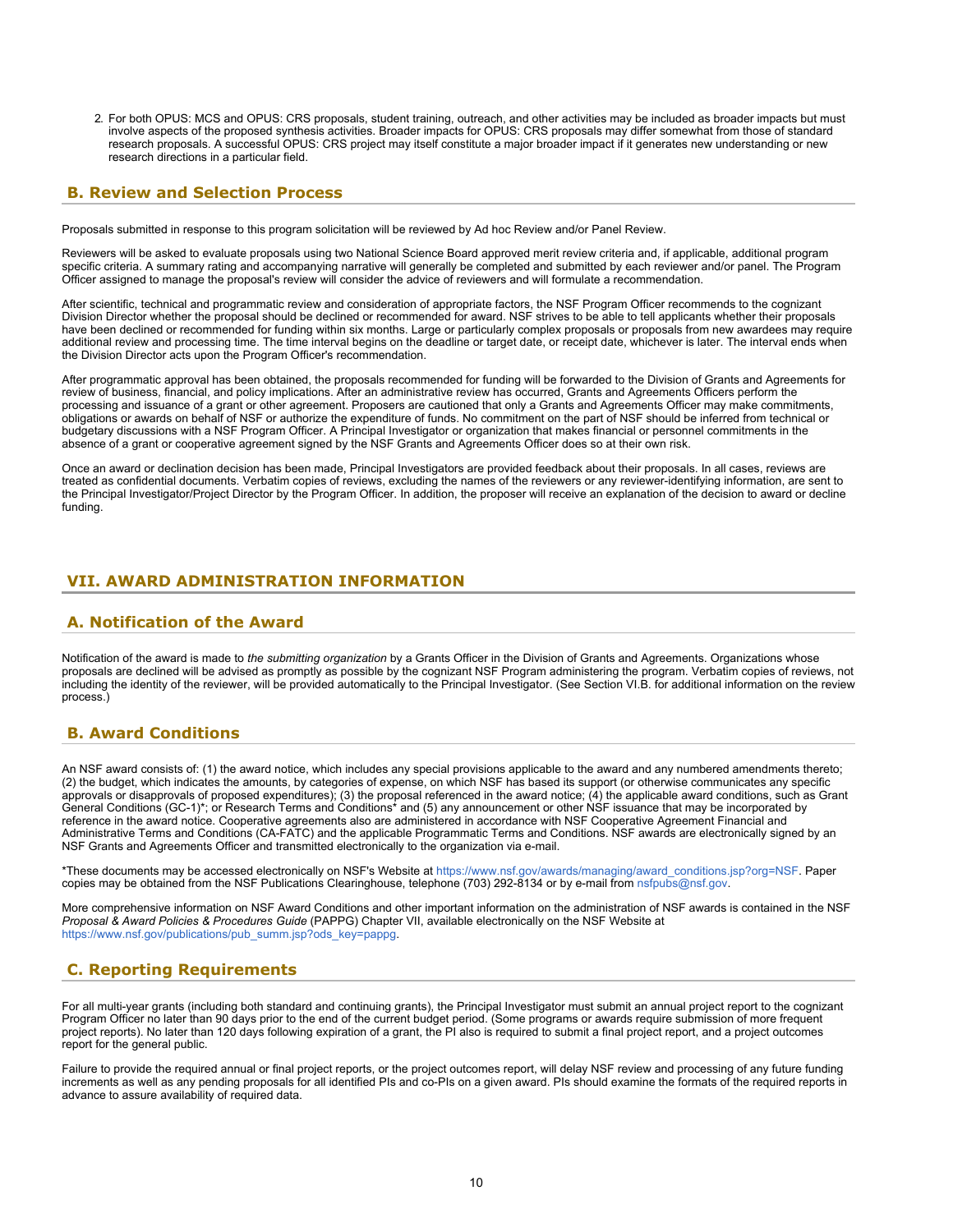2. For both OPUS: MCS and OPUS: CRS proposals, student training, outreach, and other activities may be included as broader impacts but must involve aspects of the proposed synthesis activities. Broader impacts for OPUS: CRS proposals may differ somewhat from those of standard research proposals. A successful OPUS: CRS project may itself constitute a major broader impact if it generates new understanding or new research directions in a particular field.

## B. Review and Selection Process

Proposals submitted in response to this program solicitation will be reviewed by Ad hoc Review and/or Panel Review.

Reviewers will be asked to evaluate proposals using two National Science Board approved merit review criteria and, if applicable, additional program specific criteria. A summary rating and accompanying narrative will generally be completed and submitted by each reviewer and/or panel. The Program Officer assigned to manage the proposal's review will consider the advice of reviewers and will formulate a recommendation.

After scientific, technical and programmatic review and consideration of appropriate factors, the NSF Program Officer recommends to the cognizant Division Director whether the proposal should be declined or recommended for award. NSF strives to be able to tell applicants whether their proposals have been declined or recommended for funding within six months. Large or particularly complex proposals or proposals from new awardees may require additional review and processing time. The time interval begins on the deadline or target date, or receipt date, whichever is later. The interval ends when the Division Director acts upon the Program Officer's recommendation.

After programmatic approval has been obtained, the proposals recommended for funding will be forwarded to the Division of Grants and Agreements for review of business, financial, and policy implications. After an administrative review has occurred, Grants and Agreements Officers perform the processing and issuance of a grant or other agreement. Proposers are cautioned that only a Grants and Agreements Officer may make commitments, obligations or awards on behalf of NSF or authorize the expenditure of funds. No commitment on the part of NSF should be inferred from technical or budgetary discussions with a NSF Program Officer. A Principal Investigator or organization that makes financial or personnel commitments in the absence of a grant or cooperative agreement signed by the NSF Grants and Agreements Officer does so at their own risk.

Once an award or declination decision has been made, Principal Investigators are provided feedback about their proposals. In all cases, reviews are treated as confidential documents. Verbatim copies of reviews, excluding the names of the reviewers or any reviewer-identifying information, are sent to the Principal Investigator/Project Director by the Program Officer. In addition, the proposer will receive an explanation of the decision to award or decline funding.

# VII. AWARD ADMINISTRATION INFORMATION

## A. Notification of the Award

Notification of the award is made to *the submitting organization* by a Grants Officer in the Division of Grants and Agreements. Organizations whose proposals are declined will be advised as promptly as possible by the cognizant NSF Program administering the program. Verbatim copies of reviews, not including the identity of the reviewer, will be provided automatically to the Principal Investigator. (See Section VI.B. for additional information on the review process.)

## B. Award Conditions

An NSF award consists of: (1) the award notice, which includes any special provisions applicable to the award and any numbered amendments thereto; (2) the budget, which indicates the amounts, by categories of expense, on which NSF has based its support (or otherwise communicates any specific approvals or disapprovals of proposed expenditures); (3) the proposal referenced in the award notice; (4) the applicable award conditions, such as Grant General Conditions (GC-1)*; or Research Terms and Conditions* and (5) any announcement or other NSF issuance that may be incorporated by reference in the award notice. Cooperative agreements also are administered in accordance with NSF Cooperative Agreement Financial and Administrative Terms and Conditions (CA-FATC) and the applicable Programmatic Terms and Conditions. NSF awards are electronically signed by an NSF Grants and Agreements Officer and transmitted electronically to the organization via e-mail.

*These documents may be accessed electronically on NSF's Website at https://www.nsf.gov/awards/managing/award_conditions.jsp?org=NSF. Paper copies may be obtained from the NSF Publications Clearinghouse, telephone (703) 292-8134 or by e-mail from nsfpubs@nsf.gov.

More comprehensive information on NSF Award Conditions and other important information on the administration of NSF awards is contained in the NSF *Proposal & Award Policies & Procedures Guide* (PAPPG) Chapter VII, available electronically on the NSF Website at https://www.nsf.gov/publications/pub_summ.jsp?ods_key=pappg.

## C. Reporting Requirements

For all multi-year grants (including both standard and continuing grants), the Principal Investigator must submit an annual project report to the cognizant Program Officer no later than 90 days prior to the end of the current budget period. (Some programs or awards require submission of more frequent project reports). No later than 120 days following expiration of a grant, the PI also is required to submit a final project report, and a project outcomes report for the general public.

Failure to provide the required annual or final project reports, or the project outcomes report, will delay NSF review and processing of any future funding increments as well as any pending proposals for all identified PIs and co-PIs on a given award. PIs should examine the formats of the required reports in advance to assure availability of required data.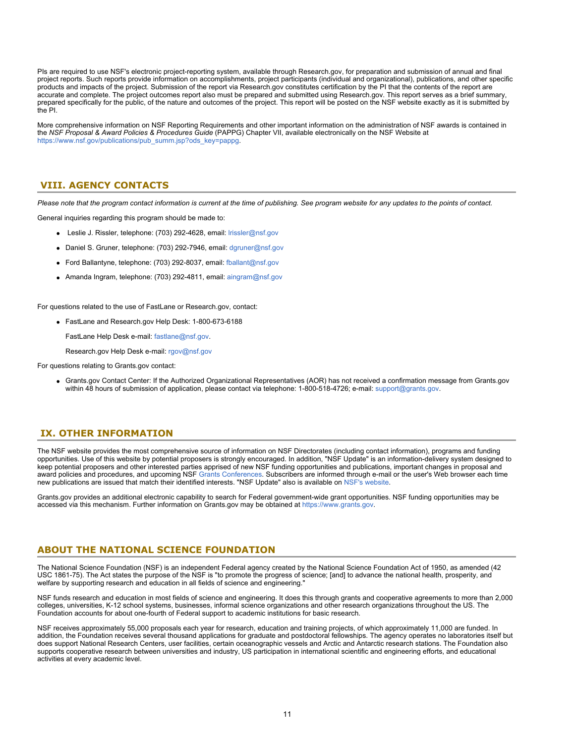PIs are required to use NSF's electronic project-reporting system, available through Research.gov, for preparation and submission of annual and final project reports. Such reports provide information on accomplishments, project participants (individual and organizational), publications, and other specific products and impacts of the project. Submission of the report via Research.gov constitutes certification by the PI that the contents of the report are accurate and complete. The project outcomes report also must be prepared and submitted using Research.gov. This report serves as a brief summary, prepared specifically for the public, of the nature and outcomes of the project. This report will be posted on the NSF website exactly as it is submitted by the PI.

More comprehensive information on NSF Reporting Requirements and other important information on the administration of NSF awards is contained in the *NSF Proposal & Award Policies & Procedures Guide* (PAPPG) Chapter VII, available electronically on the NSF Website at https://www.nsf.gov/publications/pub_summ.jsp?ods_key=pappg.

## VIII. AGENCY CONTACTS

*Please note that the program contact information is current at the time of publishing. See program website for any updates to the points of contact.*

General inquiries regarding this program should be made to:

- Leslie J. Rissler, telephone: (703) 292-4628, email: lrissler@nsf.gov
- Daniel S. Gruner, telephone: (703) 292-7946, email: dgruner@nsf.gov
- Ford Ballantyne, telephone: (703) 292-8037, email: fballant@nsf.gov
- Amanda Ingram, telephone: (703) 292-4811, email: aingram@nsf.gov

For questions related to the use of FastLane or Research.gov, contact:

- FastLane and Research.gov Help Desk: 1-800-673-6188

  FastLane Help Desk e-mail: fastlane@nsf.gov.

  Research.gov Help Desk e-mail: rgov@nsf.gov

For questions relating to Grants.gov contact:

- Grants.gov Contact Center: If the Authorized Organizational Representatives (AOR) has not received a confirmation message from Grants.gov within 48 hours of submission of application, please contact via telephone: 1-800-518-4726; e-mail: support@grants.gov.

## IX. OTHER INFORMATION

The NSF website provides the most comprehensive source of information on NSF Directorates (including contact information), programs and funding opportunities. Use of this website by potential proposers is strongly encouraged. In addition, "NSF Update" is an information-delivery system designed to keep potential proposers and other interested parties apprised of new NSF funding opportunities and publications, important changes in proposal and award policies and procedures, and upcoming NSF Grants Conferences. Subscribers are informed through e-mail or the user's Web browser each time new publications are issued that match their identified interests. "NSF Update" also is available on NSF's website.

Grants.gov provides an additional electronic capability to search for Federal government-wide grant opportunities. NSF funding opportunities may be accessed via this mechanism. Further information on Grants.gov may be obtained at https://www.grants.gov.

## ABOUT THE NATIONAL SCIENCE FOUNDATION

The National Science Foundation (NSF) is an independent Federal agency created by the National Science Foundation Act of 1950, as amended (42 USC 1861-75). The Act states the purpose of the NSF is "to promote the progress of science; [and] to advance the national health, prosperity, and welfare by supporting research and education in all fields of science and engineering."

NSF funds research and education in most fields of science and engineering. It does this through grants and cooperative agreements to more than 2,000 colleges, universities, K-12 school systems, businesses, informal science organizations and other research organizations throughout the US. The Foundation accounts for about one-fourth of Federal support to academic institutions for basic research.

NSF receives approximately 55,000 proposals each year for research, education and training projects, of which approximately 11,000 are funded. In addition, the Foundation receives several thousand applications for graduate and postdoctoral fellowships. The agency operates no laboratories itself but does support National Research Centers, user facilities, certain oceanographic vessels and Arctic and Antarctic research stations. The Foundation also supports cooperative research between universities and industry, US participation in international scientific and engineering efforts, and educational activities at every academic level.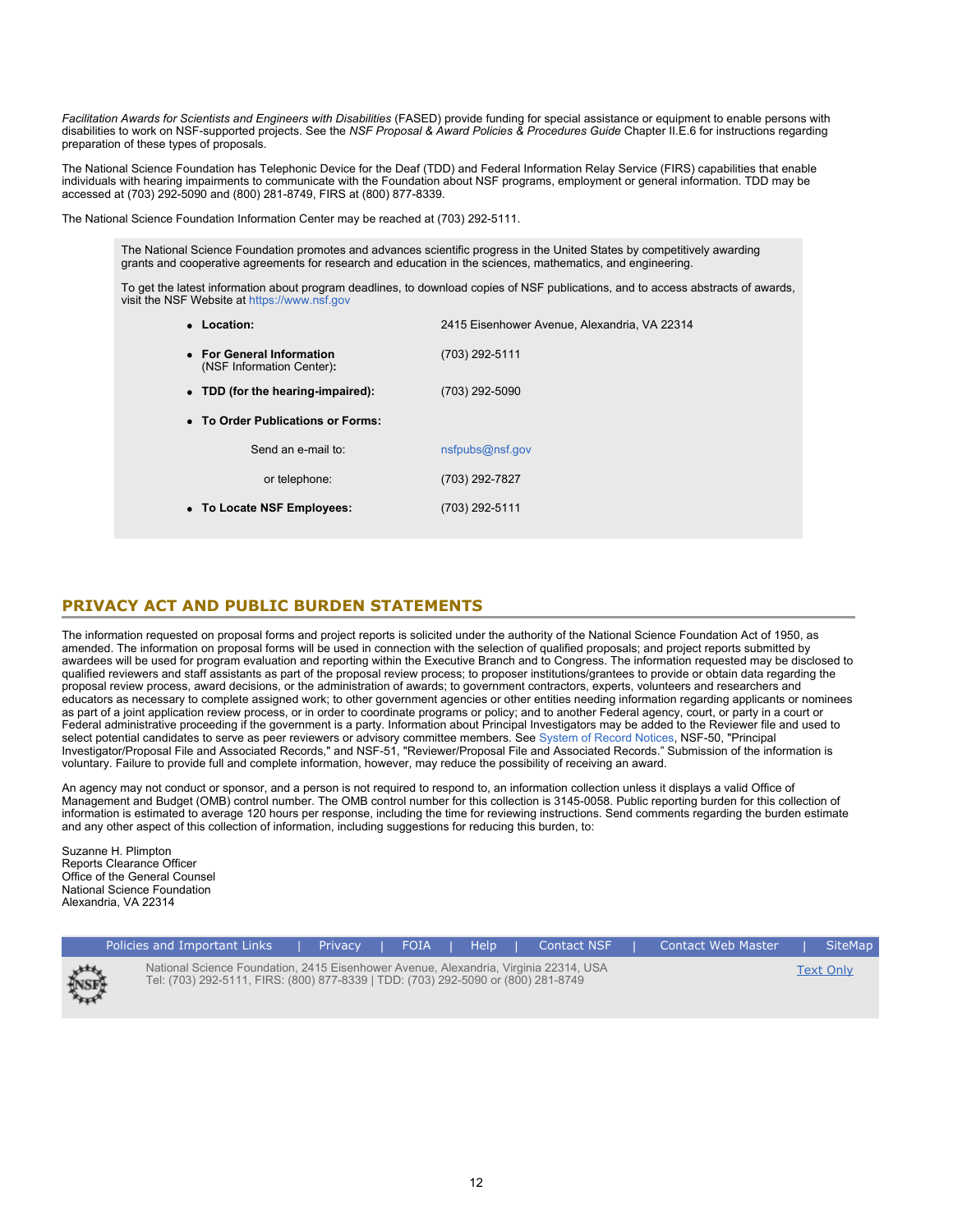*Facilitation Awards for Scientists and Engineers with Disabilities* (FASED) provide funding for special assistance or equipment to enable persons with disabilities to work on NSF-supported projects. See the *NSF Proposal & Award Policies & Procedures Guide* Chapter II.E.6 for instructions regarding preparation of these types of proposals.

The National Science Foundation has Telephonic Device for the Deaf (TDD) and Federal Information Relay Service (FIRS) capabilities that enable individuals with hearing impairments to communicate with the Foundation about NSF programs, employment or general information. TDD may be accessed at (703) 292-5090 and (800) 281-8749, FIRS at (800) 877-8339.

The National Science Foundation Information Center may be reached at (703) 292-5111.

The National Science Foundation promotes and advances scientific progress in the United States by competitively awarding grants and cooperative agreements for research and education in the sciences, mathematics, and engineering.

To get the latest information about program deadlines, to download copies of NSF publications, and to access abstracts of awards, visit the NSF Website at https://www.nsf.gov

| | |
|---|---|
| • **Location:** | 2415 Eisenhower Avenue, Alexandria, VA 22314 |
| • **For General Information** (NSF Information Center)**:** | (703) 292-5111 |
| • **TDD (for the hearing-impaired):** | (703) 292-5090 |
| • **To Order Publications or Forms:** | |
| Send an e-mail to: | nsfpubs@nsf.gov |
| or telephone: | (703) 292-7827 |
| • **To Locate NSF Employees:** | (703) 292-5111 |

## PRIVACY ACT AND PUBLIC BURDEN STATEMENTS

The information requested on proposal forms and project reports is solicited under the authority of the National Science Foundation Act of 1950, as amended. The information on proposal forms will be used in connection with the selection of qualified proposals; and project reports submitted by awardees will be used for program evaluation and reporting within the Executive Branch and to Congress. The information requested may be disclosed to qualified reviewers and staff assistants as part of the proposal review process; to proposer institutions/grantees to provide or obtain data regarding the proposal review process, award decisions, or the administration of awards; to government contractors, experts, volunteers and researchers and educators as necessary to complete assigned work; to other government agencies or other entities needing information regarding applicants or nominees as part of a joint application review process, or in order to coordinate programs or policy; and to another Federal agency, court, or party in a court or Federal administrative proceeding if the government is a party. Information about Principal Investigators may be added to the Reviewer file and used to select potential candidates to serve as peer reviewers or advisory committee members. See System of Record Notices, NSF-50, "Principal Investigator/Proposal File and Associated Records," and NSF-51, "Reviewer/Proposal File and Associated Records." Submission of the information is voluntary. Failure to provide full and complete information, however, may reduce the possibility of receiving an award.

An agency may not conduct or sponsor, and a person is not required to respond to, an information collection unless it displays a valid Office of Management and Budget (OMB) control number. The OMB control number for this collection is 3145-0058. Public reporting burden for this collection of information is estimated to average 120 hours per response, including the time for reviewing instructions. Send comments regarding the burden estimate and any other aspect of this collection of information, including suggestions for reducing this burden, to:

Suzanne H. Plimpton
Reports Clearance Officer
Office of the General Counsel
National Science Foundation
Alexandria, VA 22314

Policies and Important Links | Privacy | FOIA | Help | Contact NSF | Contact Web Master | SiteMap

National Science Foundation, 2415 Eisenhower Avenue, Alexandria, Virginia 22314, USA
Tel: (703) 292-5111, FIRS: (800) 877-8339 | TDD: (703) 292-5090 or (800) 281-8749

Text Only